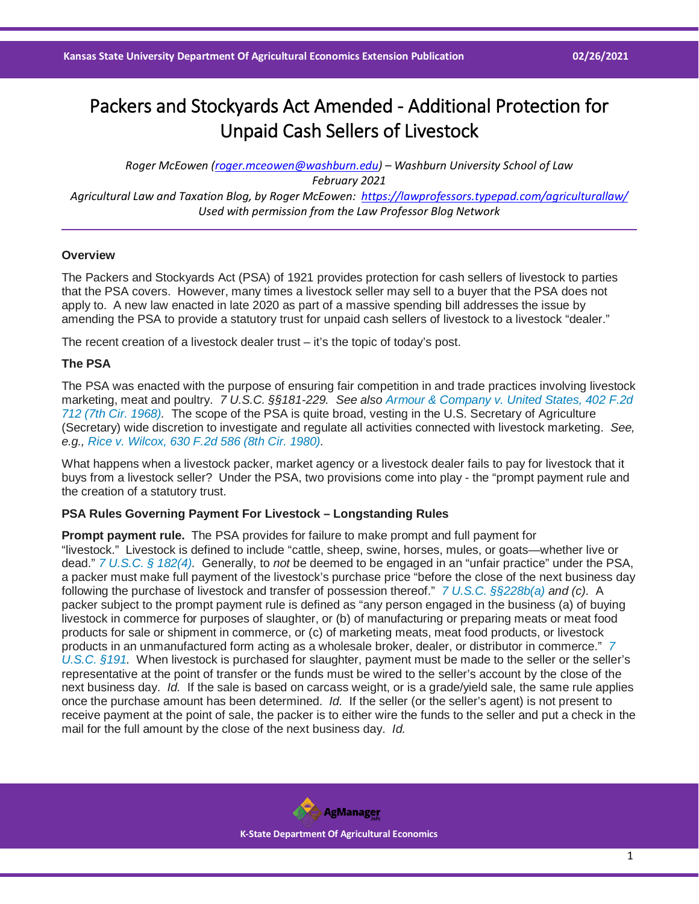# Packers and Stockyards Act Amended - Additional Protection for Unpaid Cash Sellers of Livestock

*Roger McEowen ([roger.mceowen@washburn.edu](mailto:roger.mceowen@washburn.edu)) – Washburn University School of Law*
*February 2021*
*Agricultural Law and Taxation Blog, by Roger McEowen: [https://lawprofessors.typepad.com/agriculturallaw/](https://lawprofessors.typepad.com/agriculturallaw/)*
*Used with permission from the Law Professor Blog Network*

### Overview

The Packers and Stockyards Act (PSA) of 1921 provides protection for cash sellers of livestock to parties that the PSA covers. However, many times a livestock seller may sell to a buyer that the PSA does not apply to. A new law enacted in late 2020 as part of a massive spending bill addresses the issue by amending the PSA to provide a statutory trust for unpaid cash sellers of livestock to a livestock "dealer."

The recent creation of a livestock dealer trust – it's the topic of today's post.

### The PSA

The PSA was enacted with the purpose of ensuring fair competition in and trade practices involving livestock marketing, meat and poultry. *7 U.S.C. §§181-229. See also Armour & Company v. United States, 402 F.2d 712 (7th Cir. 1968).* The scope of the PSA is quite broad, vesting in the U.S. Secretary of Agriculture (Secretary) wide discretion to investigate and regulate all activities connected with livestock marketing. *See, e.g., Rice v. Wilcox, 630 F.2d 586 (8th Cir. 1980).*

What happens when a livestock packer, market agency or a livestock dealer fails to pay for livestock that it buys from a livestock seller? Under the PSA, two provisions come into play - the "prompt payment rule and the creation of a statutory trust.

### PSA Rules Governing Payment For Livestock – Longstanding Rules

**Prompt payment rule.** The PSA provides for failure to make prompt and full payment for "livestock." Livestock is defined to include "cattle, sheep, swine, horses, mules, or goats—whether live or dead." *7 U.S.C. § 182(4).* Generally, to *not* be deemed to be engaged in an "unfair practice" under the PSA, a packer must make full payment of the livestock's purchase price "before the close of the next business day following the purchase of livestock and transfer of possession thereof." *7 U.S.C. §§228b(a) and (c).* A packer subject to the prompt payment rule is defined as "any person engaged in the business (a) of buying livestock in commerce for purposes of slaughter, or (b) of manufacturing or preparing meats or meat food products for sale or shipment in commerce, or (c) of marketing meats, meat food products, or livestock products in an unmanufactured form acting as a wholesale broker, dealer, or distributor in commerce." *7 U.S.C. §191.* When livestock is purchased for slaughter, payment must be made to the seller or the seller's representative at the point of transfer or the funds must be wired to the seller's account by the close of the next business day. *Id.* If the sale is based on carcass weight, or is a grade/yield sale, the same rule applies once the purchase amount has been determined. *Id.* If the seller (or the seller's agent) is not present to receive payment at the point of sale, the packer is to either wire the funds to the seller and put a check in the mail for the full amount by the close of the next business day. *Id.*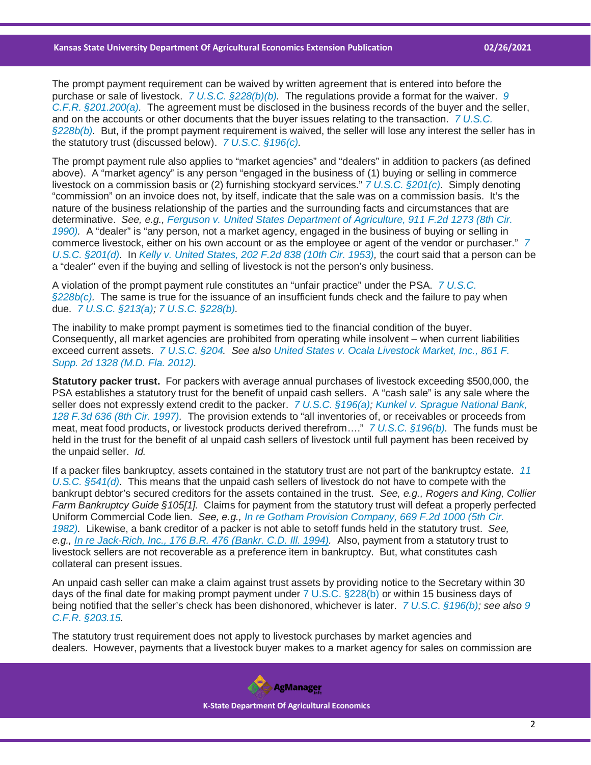The prompt payment requirement can be waived by written agreement that is entered into before the purchase or sale of livestock. *7 U.S.C. §228(b)(b)*. The regulations provide a format for the waiver. *9 C.F.R. §201.200(a)*. The agreement must be disclosed in the business records of the buyer and the seller, and on the accounts or other documents that the buyer issues relating to the transaction. *7 U.S.C. §228b(b)*. But, if the prompt payment requirement is waived, the seller will lose any interest the seller has in the statutory trust (discussed below). *7 U.S.C. §196(c)*.

The prompt payment rule also applies to "market agencies" and "dealers" in addition to packers (as defined above). A "market agency" is any person "engaged in the business of (1) buying or selling in commerce livestock on a commission basis or (2) furnishing stockyard services." *7 U.S.C. §201(c)*. Simply denoting "commission" on an invoice does not, by itself, indicate that the sale was on a commission basis. It's the nature of the business relationship of the parties and the surrounding facts and circumstances that are determinative. *See, e.g., Ferguson v. United States Department of Agriculture, 911 F.2d 1273 (8th Cir. 1990)*. A "dealer" is "any person, not a market agency, engaged in the business of buying or selling in commerce livestock, either on his own account or as the employee or agent of the vendor or purchaser." *7 U.S.C. §201(d)*. In *Kelly v. United States, 202 F.2d 838 (10th Cir. 1953),* the court said that a person can be a "dealer" even if the buying and selling of livestock is not the person's only business.

A violation of the prompt payment rule constitutes an "unfair practice" under the PSA. *7 U.S.C. §228b(c)*. The same is true for the issuance of an insufficient funds check and the failure to pay when due. *7 U.S.C. §213(a); 7 U.S.C. §228(b).*

The inability to make prompt payment is sometimes tied to the financial condition of the buyer. Consequently, all market agencies are prohibited from operating while insolvent – when current liabilities exceed current assets. *7 U.S.C. §204. See also United States v. Ocala Livestock Market, Inc., 861 F. Supp. 2d 1328 (M.D. Fla. 2012).*

**Statutory packer trust.** For packers with average annual purchases of livestock exceeding $500,000, the PSA establishes a statutory trust for the benefit of unpaid cash sellers. A "cash sale" is any sale where the seller does not expressly extend credit to the packer. *7 U.S.C. §196(a); Kunkel v. Sprague National Bank, 128 F.3d 636 (8th Cir. 1997)*. The provision extends to "all inventories of, or receivables or proceeds from meat, meat food products, or livestock products derived therefrom…." *7 U.S.C. §196(b)*. The funds must be held in the trust for the benefit of al unpaid cash sellers of livestock until full payment has been received by the unpaid seller. *Id.*

If a packer files bankruptcy, assets contained in the statutory trust are not part of the bankruptcy estate. *11 U.S.C. §541(d)*. This means that the unpaid cash sellers of livestock do not have to compete with the bankrupt debtor's secured creditors for the assets contained in the trust. *See, e.g., Rogers and King, Collier Farm Bankruptcy Guide §105[1].* Claims for payment from the statutory trust will defeat a properly perfected Uniform Commercial Code lien. *See, e.g., In re Gotham Provision Company, 669 F.2d 1000 (5th Cir. 1982)*. Likewise, a bank creditor of a packer is not able to setoff funds held in the statutory trust. *See, e.g., In re Jack-Rich, Inc., 176 B.R. 476 (Bankr. C.D. Ill. 1994)*. Also, payment from a statutory trust to livestock sellers are not recoverable as a preference item in bankruptcy. But, what constitutes cash collateral can present issues.

An unpaid cash seller can make a claim against trust assets by providing notice to the Secretary within 30 days of the final date for making prompt payment under 7 U.S.C. §228(b) or within 15 business days of being notified that the seller's check has been dishonored, whichever is later. *7 U.S.C. §196(b); see also 9 C.F.R. §203.15.*

The statutory trust requirement does not apply to livestock purchases by market agencies and dealers. However, payments that a livestock buyer makes to a market agency for sales on commission are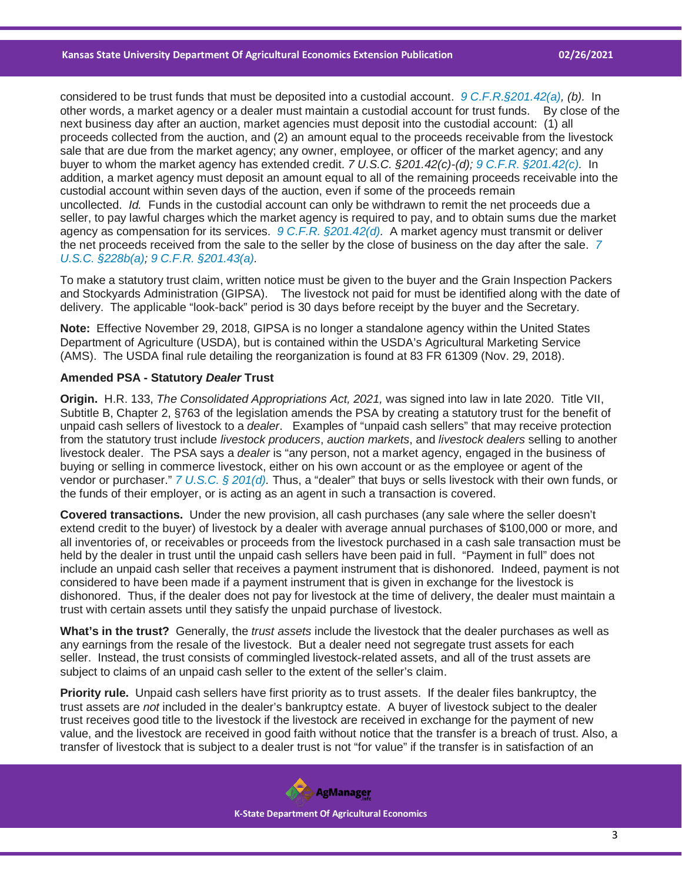considered to be trust funds that must be deposited into a custodial account. *9 C.F.R.§201.42(a), (b).* In other words, a market agency or a dealer must maintain a custodial account for trust funds. By close of the next business day after an auction, market agencies must deposit into the custodial account: (1) all proceeds collected from the auction, and (2) an amount equal to the proceeds receivable from the livestock sale that are due from the market agency; any owner, employee, or officer of the market agency; and any buyer to whom the market agency has extended credit. *7 U.S.C. §201.42(c)-(d); 9 C.F.R. §201.42(c).* In addition, a market agency must deposit an amount equal to all of the remaining proceeds receivable into the custodial account within seven days of the auction, even if some of the proceeds remain uncollected. *Id.* Funds in the custodial account can only be withdrawn to remit the net proceeds due a seller, to pay lawful charges which the market agency is required to pay, and to obtain sums due the market agency as compensation for its services. *9 C.F.R. §201.42(d).* A market agency must transmit or deliver the net proceeds received from the sale to the seller by the close of business on the day after the sale. *7 U.S.C. §228b(a); 9 C.F.R. §201.43(a).*

To make a statutory trust claim, written notice must be given to the buyer and the Grain Inspection Packers and Stockyards Administration (GIPSA). The livestock not paid for must be identified along with the date of delivery. The applicable "look-back" period is 30 days before receipt by the buyer and the Secretary.

**Note:** Effective November 29, 2018, GIPSA is no longer a standalone agency within the United States Department of Agriculture (USDA), but is contained within the USDA's Agricultural Marketing Service (AMS). The USDA final rule detailing the reorganization is found at 83 FR 61309 (Nov. 29, 2018).

**Amended PSA - Statutory *Dealer* Trust**

**Origin.** H.R. 133, *The Consolidated Appropriations Act, 2021,* was signed into law in late 2020. Title VII, Subtitle B, Chapter 2, §763 of the legislation amends the PSA by creating a statutory trust for the benefit of unpaid cash sellers of livestock to a *dealer*. Examples of "unpaid cash sellers" that may receive protection from the statutory trust include *livestock producers*, *auction markets*, and *livestock dealers* selling to another livestock dealer. The PSA says a *dealer* is "any person, not a market agency, engaged in the business of buying or selling in commerce livestock, either on his own account or as the employee or agent of the vendor or purchaser." *7 U.S.C. § 201(d).* Thus, a "dealer" that buys or sells livestock with their own funds, or the funds of their employer, or is acting as an agent in such a transaction is covered.

**Covered transactions.** Under the new provision, all cash purchases (any sale where the seller doesn't extend credit to the buyer) of livestock by a dealer with average annual purchases of $100,000 or more, and all inventories of, or receivables or proceeds from the livestock purchased in a cash sale transaction must be held by the dealer in trust until the unpaid cash sellers have been paid in full. "Payment in full" does not include an unpaid cash seller that receives a payment instrument that is dishonored. Indeed, payment is not considered to have been made if a payment instrument that is given in exchange for the livestock is dishonored. Thus, if the dealer does not pay for livestock at the time of delivery, the dealer must maintain a trust with certain assets until they satisfy the unpaid purchase of livestock.

**What's in the trust?** Generally, the *trust assets* include the livestock that the dealer purchases as well as any earnings from the resale of the livestock. But a dealer need not segregate trust assets for each seller. Instead, the trust consists of commingled livestock-related assets, and all of the trust assets are subject to claims of an unpaid cash seller to the extent of the seller's claim.

**Priority rule.** Unpaid cash sellers have first priority as to trust assets. If the dealer files bankruptcy, the trust assets are *not* included in the dealer's bankruptcy estate. A buyer of livestock subject to the dealer trust receives good title to the livestock if the livestock are received in exchange for the payment of new value, and the livestock are received in good faith without notice that the transfer is a breach of trust. Also, a transfer of livestock that is subject to a dealer trust is not "for value" if the transfer is in satisfaction of an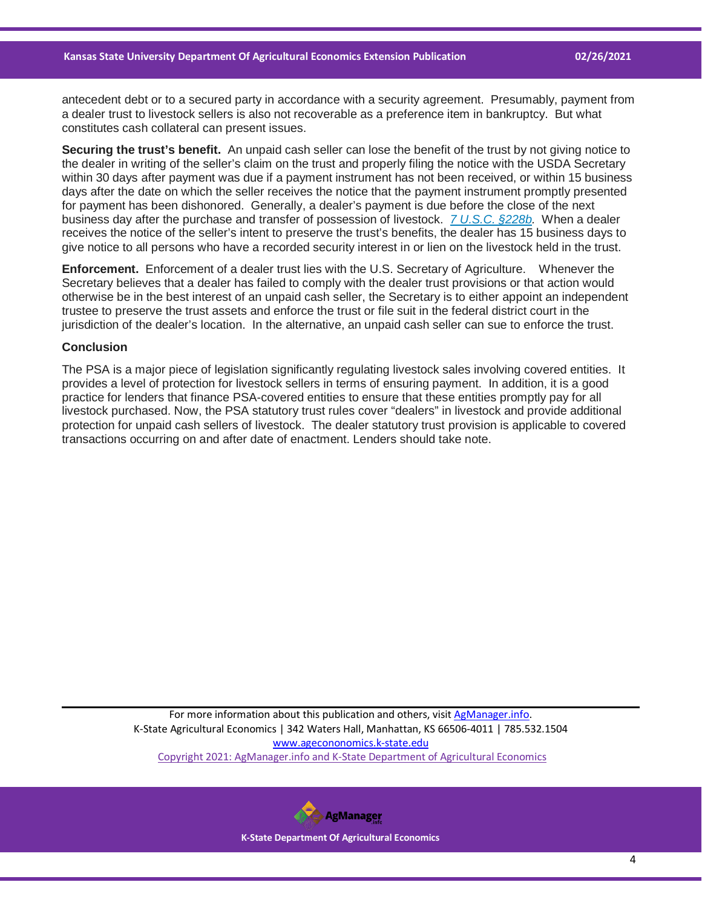antecedent debt or to a secured party in accordance with a security agreement. Presumably, payment from a dealer trust to livestock sellers is also not recoverable as a preference item in bankruptcy. But what constitutes cash collateral can present issues.

**Securing the trust's benefit.** An unpaid cash seller can lose the benefit of the trust by not giving notice to the dealer in writing of the seller's claim on the trust and properly filing the notice with the USDA Secretary within 30 days after payment was due if a payment instrument has not been received, or within 15 business days after the date on which the seller receives the notice that the payment instrument promptly presented for payment has been dishonored. Generally, a dealer's payment is due before the close of the next business day after the purchase and transfer of possession of livestock. *[7 U.S.C. §228b](#).* When a dealer receives the notice of the seller's intent to preserve the trust's benefits, the dealer has 15 business days to give notice to all persons who have a recorded security interest in or lien on the livestock held in the trust.

**Enforcement.** Enforcement of a dealer trust lies with the U.S. Secretary of Agriculture. Whenever the Secretary believes that a dealer has failed to comply with the dealer trust provisions or that action would otherwise be in the best interest of an unpaid cash seller, the Secretary is to either appoint an independent trustee to preserve the trust assets and enforce the trust or file suit in the federal district court in the jurisdiction of the dealer's location. In the alternative, an unpaid cash seller can sue to enforce the trust.

### Conclusion

The PSA is a major piece of legislation significantly regulating livestock sales involving covered entities. It provides a level of protection for livestock sellers in terms of ensuring payment. In addition, it is a good practice for lenders that finance PSA-covered entities to ensure that these entities promptly pay for all livestock purchased. Now, the PSA statutory trust rules cover "dealers" in livestock and provide additional protection for unpaid cash sellers of livestock. The dealer statutory trust provision is applicable to covered transactions occurring on and after date of enactment. Lenders should take note.